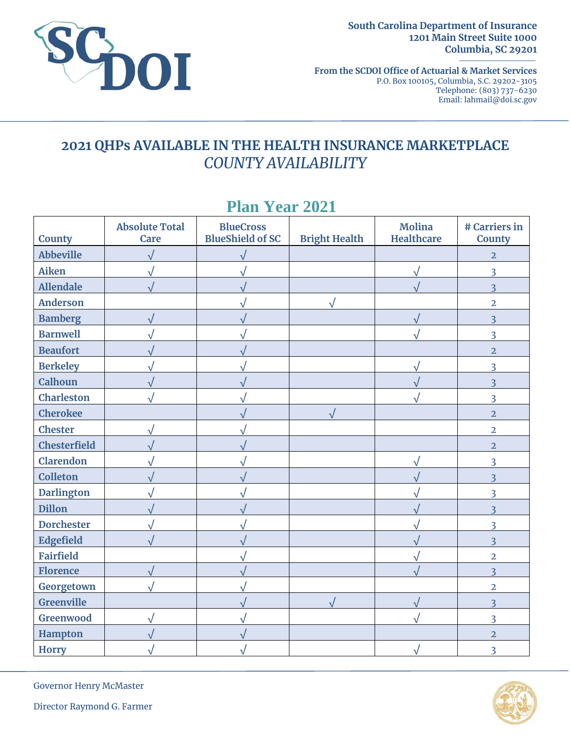South Carolina Department of Insurance
1201 Main Street Suite 1000
Columbia, SC 29201

From the SCDOI Office of Actuarial & Market Services
P.O. Box 100105, Columbia, S.C. 29202-3105
Telephone: (803) 737-6230
Email: lahmail@doi.sc.gov

# 2021 QHPs AVAILABLE IN THE HEALTH INSURANCE MARKETPLACE
## *COUNTY AVAILABILITY*

## Plan Year 2021

| County | Absolute Total Care | BlueCross BlueShield of SC | Bright Health | Molina Healthcare | # Carriers in County |
|---|---|---|---|---|---|
| Abbeville | √ | √ | | | 2 |
| Aiken | √ | √ | | √ | 3 |
| Allendale | √ | √ | | √ | 3 |
| Anderson | | √ | √ | | 2 |
| Bamberg | √ | √ | | √ | 3 |
| Barnwell | √ | √ | | √ | 3 |
| Beaufort | √ | √ | | | 2 |
| Berkeley | √ | √ | | √ | 3 |
| Calhoun | √ | √ | | √ | 3 |
| Charleston | √ | √ | | √ | 3 |
| Cherokee | | √ | √ | | 2 |
| Chester | √ | √ | | | 2 |
| Chesterfield | √ | √ | | | 2 |
| Clarendon | √ | √ | | √ | 3 |
| Colleton | √ | √ | | √ | 3 |
| Darlington | √ | √ | | √ | 3 |
| Dillon | √ | √ | | √ | 3 |
| Dorchester | √ | √ | | √ | 3 |
| Edgefield | √ | √ | | √ | 3 |
| Fairfield | | √ | | √ | 2 |
| Florence | √ | √ | | √ | 3 |
| Georgetown | √ | √ | | | 2 |
| Greenville | | √ | √ | √ | 3 |
| Greenwood | √ | √ | | √ | 3 |
| Hampton | √ | √ | | | 2 |
| Horry | √ | √ | | √ | 3 |

Governor Henry McMaster

Director Raymond G. Farmer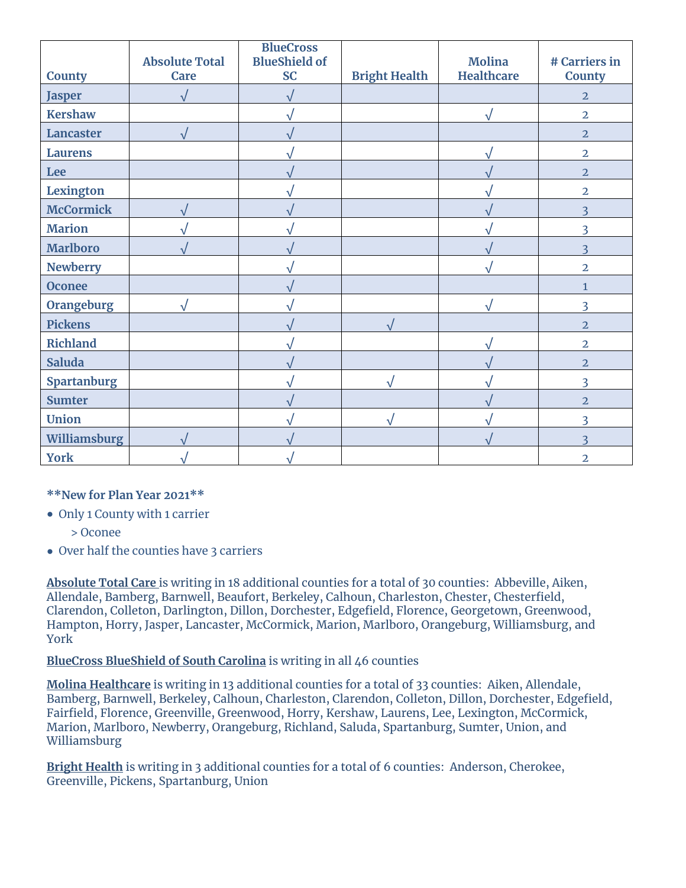| County | Absolute Total Care | BlueCross BlueShield of SC | Bright Health | Molina Healthcare | # Carriers in County |
|---|---|---|---|---|---|
| Jasper | √ | √ | | | 2 |
| Kershaw | | √ | | √ | 2 |
| Lancaster | √ | √ | | | 2 |
| Laurens | | √ | | √ | 2 |
| Lee | | √ | | √ | 2 |
| Lexington | | √ | | √ | 2 |
| McCormick | √ | √ | | √ | 3 |
| Marion | √ | √ | | √ | 3 |
| Marlboro | √ | √ | | √ | 3 |
| Newberry | | √ | | √ | 2 |
| Oconee | | √ | | | 1 |
| Orangeburg | √ | √ | | √ | 3 |
| Pickens | | √ | √ | | 2 |
| Richland | | √ | | √ | 2 |
| Saluda | | √ | | √ | 2 |
| Spartanburg | | √ | √ | √ | 3 |
| Sumter | | √ | | √ | 2 |
| Union | | √ | √ | √ | 3 |
| Williamsburg | √ | √ | | √ | 3 |
| York | √ | √ | | | 2 |

**New for Plan Year 2021**

- Only 1 County with 1 carrier
  - > Oconee
- Over half the counties have 3 carriers

**Absolute Total Care** is writing in 18 additional counties for a total of 30 counties: Abbeville, Aiken, Allendale, Bamberg, Barnwell, Beaufort, Berkeley, Calhoun, Charleston, Chester, Chesterfield, Clarendon, Colleton, Darlington, Dillon, Dorchester, Edgefield, Florence, Georgetown, Greenwood, Hampton, Horry, Jasper, Lancaster, McCormick, Marion, Marlboro, Orangeburg, Williamsburg, and York

**BlueCross BlueShield of South Carolina** is writing in all 46 counties

**Molina Healthcare** is writing in 13 additional counties for a total of 33 counties: Aiken, Allendale, Bamberg, Barnwell, Berkeley, Calhoun, Charleston, Clarendon, Colleton, Dillon, Dorchester, Edgefield, Fairfield, Florence, Greenville, Greenwood, Horry, Kershaw, Laurens, Lee, Lexington, McCormick, Marion, Marlboro, Newberry, Orangeburg, Richland, Saluda, Spartanburg, Sumter, Union, and Williamsburg

**Bright Health** is writing in 3 additional counties for a total of 6 counties: Anderson, Cherokee, Greenville, Pickens, Spartanburg, Union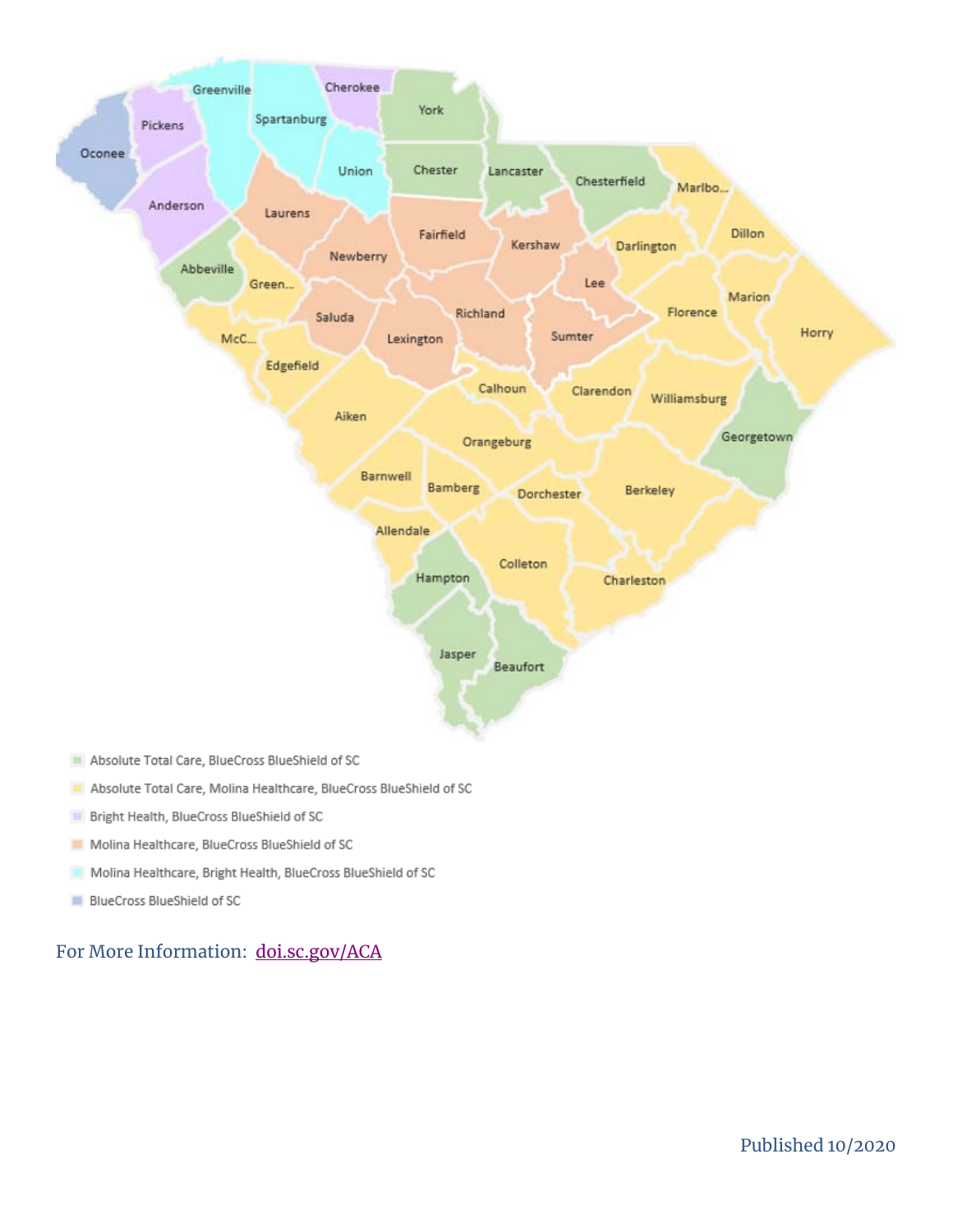Oconee
Pickens
Greenville
Spartanburg
Cherokee
York
Anderson
Union
Chester
Lancaster
Chesterfield
Marlbo...
Laurens
Fairfield
Kershaw
Darlington
Dillon
Abbeville
Newberry
Lee
Green...
Marion
Saluda
Richland
Florence
Horry
McC...
Lexington
Sumter
Edgefield
Calhoun
Clarendon
Williamsburg
Aiken
Georgetown
Orangeburg
Barnwell
Bamberg
Dorchester
Berkeley
Allendale
Colleton
Hampton
Charleston
Jasper
Beaufort

- Absolute Total Care, BlueCross BlueShield of SC
- Absolute Total Care, Molina Healthcare, BlueCross BlueShield of SC
- Bright Health, BlueCross BlueShield of SC
- Molina Healthcare, BlueCross BlueShield of SC
- Molina Healthcare, Bright Health, BlueCross BlueShield of SC
- BlueCross BlueShield of SC

For More Information: [doi.sc.gov/ACA](doi.sc.gov/ACA)

Published 10/2020